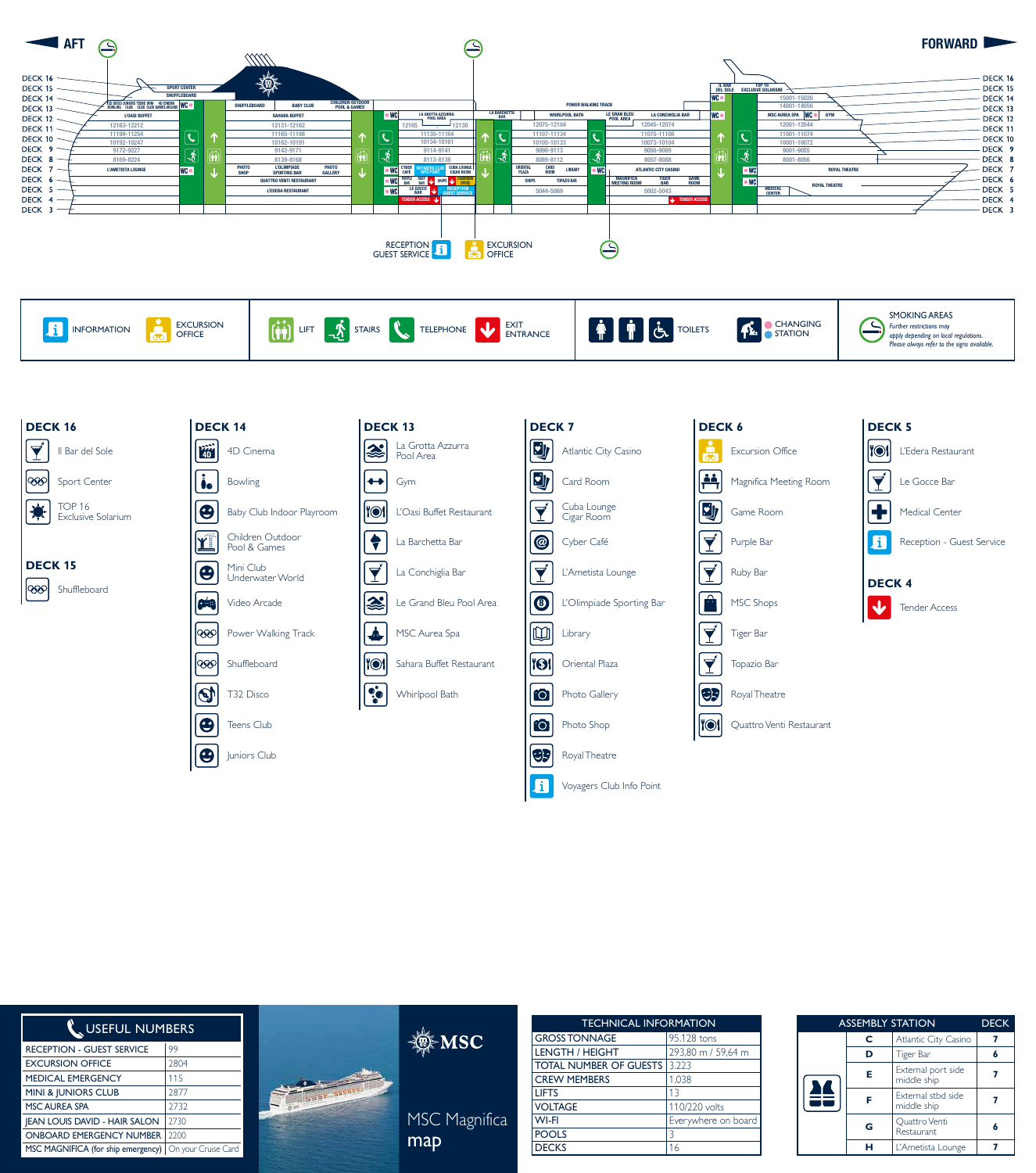AFT — FORWARD

RECEPTION GUEST SERVICE — EXCURSION OFFICE

INFORMATION | EXCURSION OFFICE | LIFT | STAIRS | TELEPHONE | EXIT ENTRANCE | TOILETS | CHANGING STATION

SMOKING AREAS
*Further restrictions may apply depending on local regulations. Please always refer to the signs available.*

## DECK 16
- Il Bar del Sole
- Sport Center
- TOP 16 Exclusive Solarium

## DECK 15
- Shuffleboard

## DECK 14
- 4D Cinema
- Bowling
- Baby Club Indoor Playroom
- Children Outdoor Pool & Games
- Mini Club Underwater World
- Video Arcade
- Power Walking Track
- Shuffleboard
- T32 Disco
- Teens Club
- Juniors Club

## DECK 13
- La Grotta Azzurra Pool Area
- Gym
- L'Oasi Buffet Restaurant
- La Barchetta Bar
- La Conchiglia Bar
- Le Grand Bleu Pool Area
- MSC Aurea Spa
- Sahara Buffet Restaurant
- Whirlpool Bath

## DECK 7
- Atlantic City Casino
- Card Room
- Cuba Lounge Cigar Room
- Cyber Café
- L'Ametista Lounge
- L'Olimpiade Sporting Bar
- Library
- Oriental Plaza
- Photo Gallery
- Photo Shop
- Royal Theatre
- Voyagers Club Info Point

## DECK 6
- Excursion Office
- Magnifica Meeting Room
- Game Room
- Purple Bar
- Ruby Bar
- MSC Shops
- Tiger Bar
- Topazio Bar
- Royal Theatre
- Quattro Venti Restaurant

## DECK 5
- L'Edera Restaurant
- Le Gocce Bar
- Medical Center
- Reception - Guest Service

## DECK 4
- Tender Access

| USEFUL NUMBERS | |
|---|---|
| RECEPTION - GUEST SERVICE | 99 |
| EXCURSION OFFICE | 2804 |
| MEDICAL EMERGENCY | 115 |
| MINI & JUNIORS CLUB | 2877 |
| MSC AUREA SPA | 2732 |
| JEAN LOUIS DAVID - HAIR SALON | 2730 |
| ONBOARD EMERGENCY NUMBER | 2200 |
| MSC MAGNIFICA (for ship emergency) | On your Cruise Card |

MSC

MSC Magnifica map

| TECHNICAL INFORMATION | |
|---|---|
| GROSS TONNAGE | 95.128 tons |
| LENGTH / HEIGHT | 293,80 m / 59,64 m |
| TOTAL NUMBER OF GUESTS | 3.223 |
| CREW MEMBERS | 1.038 |
| LIFTS | 13 |
| VOLTAGE | 110/220 volts |
| WI-FI | Everywhere on board |
| POOLS | 3 |
| DECKS | 16 |

| ASSEMBLY STATION | | DECK |
|---|---|---|
| C | Atlantic City Casino | 7 |
| D | Tiger Bar | 6 |
| E | External port side middle ship | 7 |
| F | External stbd side middle ship | 7 |
| G | Quattro Venti Restaurant | 6 |
| H | L'Ametista Lounge | 7 |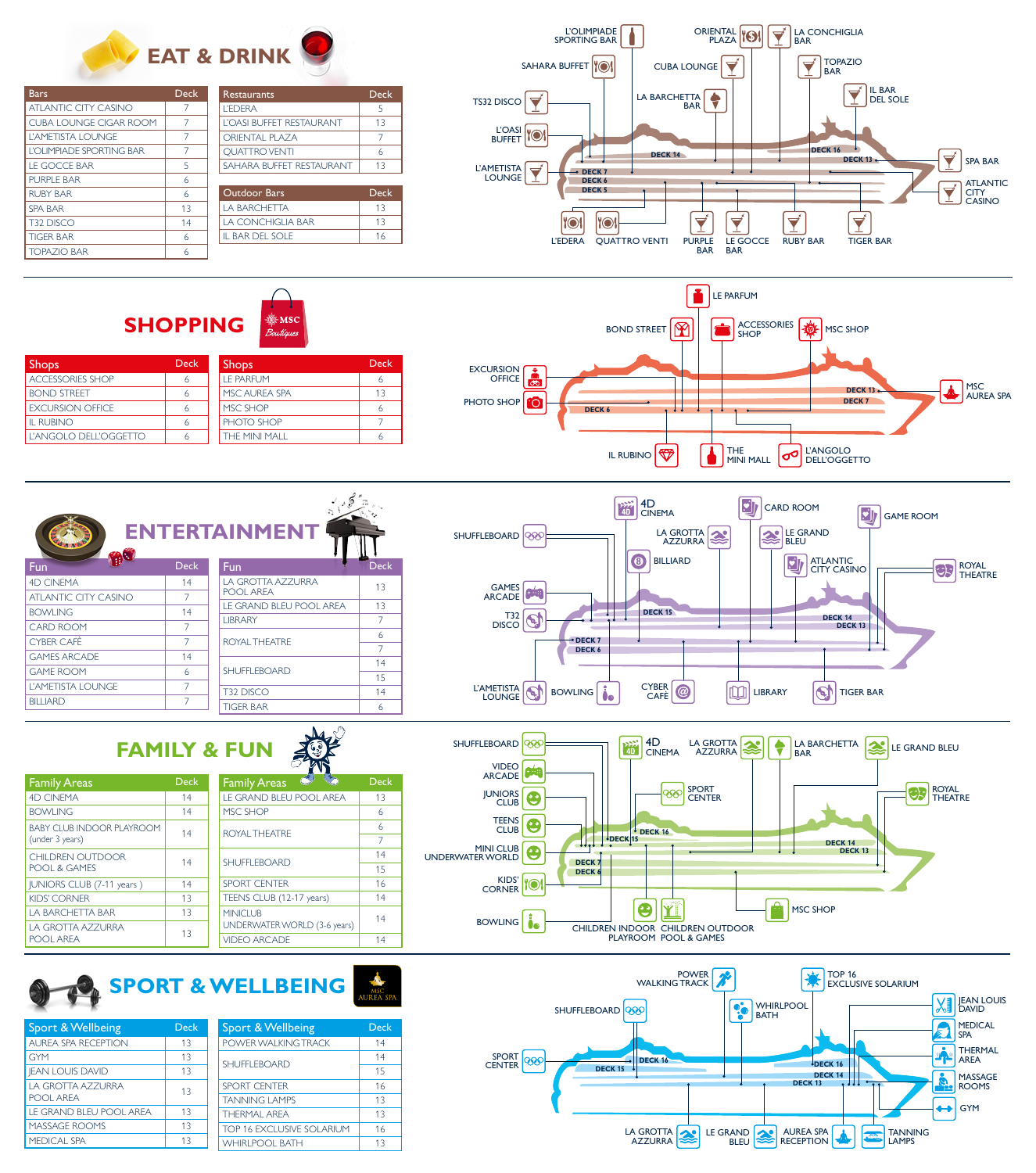## EAT & DRINK

| Bars | Deck |
|---|---|
| ATLANTIC CITY CASINO | 7 |
| CUBA LOUNGE CIGAR ROOM | 7 |
| L'AMETISTA LOUNGE | 7 |
| L'OLIMPIADE SPORTING BAR | 7 |
| LE GOCCE BAR | 5 |
| PURPLE BAR | 6 |
| RUBY BAR | 6 |
| SPA BAR | 13 |
| T32 DISCO | 14 |
| TIGER BAR | 6 |
| TOPAZIO BAR | 6 |

| Restaurants | Deck |
|---|---|
| L'EDERA | 5 |
| L'OASI BUFFET RESTAURANT | 13 |
| ORIENTAL PLAZA | 7 |
| QUATTRO VENTI | 6 |
| SAHARA BUFFET RESTAURANT | 13 |

| Outdoor Bars | Deck |
|---|---|
| LA BARCHETTA | 13 |
| LA CONCHIGLIA BAR | 13 |
| IL BAR DEL SOLE | 16 |

L'OLIMPIADE SPORTING BAR
ORIENTAL PLAZA
LA CONCHIGLIA BAR
SAHARA BUFFET
CUBA LOUNGE
TOPAZIO BAR
TS32 DISCO
LA BARCHETTA BAR
IL BAR DEL SOLE
L'OASI BUFFET
L'AMETISTA LOUNGE
DECK 14
DECK 16
DECK 13
DECK 7
DECK 6
DECK 5
SPA BAR
ATLANTIC CITY CASINO
L'EDERA
QUATTRO VENTI
PURPLE BAR
LE GOCCE BAR
RUBY BAR
TIGER BAR

## SHOPPING

| Shops | Deck |
|---|---|
| ACCESSORIES SHOP | 6 |
| BOND STREET | 6 |
| EXCURSION OFFICE | 6 |
| IL RUBINO | 6 |
| L'ANGOLO DELL'OGGETTO | 6 |

| Shops | Deck |
|---|---|
| LE PARFUM | 6 |
| MSC AUREA SPA | 13 |
| MSC SHOP | 6 |
| PHOTO SHOP | 7 |
| THE MINI MALL | 6 |

LE PARFUM
BOND STREET
ACCESSORIES SHOP
MSC SHOP
EXCURSION OFFICE
PHOTO SHOP
DECK 6
DECK 13
DECK 7
MSC AUREA SPA
IL RUBINO
THE MINI MALL
L'ANGOLO DELL'OGGETTO

## ENTERTAINMENT

| Fun | Deck |
|---|---|
| 4D CINEMA | 14 |
| ATLANTIC CITY CASINO | 7 |
| BOWLING | 14 |
| CARD ROOM | 7 |
| CYBER CAFÉ | 7 |
| GAMES ARCADE | 14 |
| GAME ROOM | 6 |
| L'AMETISTA LOUNGE | 7 |
| BILLIARD | 7 |

| Fun | Deck |
|---|---|
| LA GROTTA AZZURRA POOL AREA | 13 |
| LE GRAND BLEU POOL AREA | 13 |
| LIBRARY | 7 |
| ROYAL THEATRE | 6 |
| | 7 |
| SHUFFLEBOARD | 14 |
| | 15 |
| T32 DISCO | 14 |
| TIGER BAR | 6 |

4D CINEMA
CARD ROOM
GAME ROOM
SHUFFLEBOARD
LA GROTTA AZZURRA
LE GRAND BLEU
BILLIARD
ATLANTIC CITY CASINO
ROYAL THEATRE
GAMES ARCADE
T32 DISCO
DECK 15
DECK 14
DECK 13
DECK 7
DECK 6
L'AMETISTA LOUNGE
BOWLING
CYBER CAFÉ
LIBRARY
TIGER BAR

## FAMILY & FUN

| Family Areas | Deck |
|---|---|
| 4D CINEMA | 14 |
| BOWLING | 14 |
| BABY CLUB INDOOR PLAYROOM (under 3 years) | 14 |
| CHILDREN OUTDOOR POOL & GAMES | 14 |
| JUNIORS CLUB (7-11 years ) | 14 |
| KIDS' CORNER | 13 |
| LA BARCHETTA BAR | 13 |
| LA GROTTA AZZURRA POOL AREA | 13 |

| Family Areas | Deck |
|---|---|
| LE GRAND BLEU POOL AREA | 13 |
| MSC SHOP | 6 |
| ROYAL THEATRE | 6 |
| | 7 |
| SHUFFLEBOARD | 14 |
| | 15 |
| SPORT CENTER | 16 |
| TEENS CLUB (12-17 years) | 14 |
| MINICLUB UNDERWATER WORLD (3-6 years) | 14 |
| VIDEO ARCADE | 14 |

SHUFFLEBOARD
4D CINEMA
LA GROTTA AZZURRA
LA BARCHETTA BAR
LE GRAND BLEU
VIDEO ARCADE
SPORT CENTER
JUNIORS CLUB
ROYAL THEATRE
TEENS CLUB
DECK 16
DECK 15
MINI CLUB UNDERWATER WORLD
DECK 14
DECK 13
DECK 7
DECK 6
KIDS' CORNER
MSC SHOP
BOWLING
CHILDREN INDOOR PLAYROOM
CHILDREN OUTDOOR POOL & GAMES

## SPORT & WELLBEING

| Sport & Wellbeing | Deck |
|---|---|
| AUREA SPA RECEPTION | 13 |
| GYM | 13 |
| JEAN LOUIS DAVID | 13 |
| LA GROTTA AZZURRA POOL AREA | 13 |
| LE GRAND BLEU POOL AREA | 13 |
| MASSAGE ROOMS | 13 |
| MEDICAL SPA | 13 |

| Sport & Wellbeing | Deck |
|---|---|
| POWER WALKING TRACK | 14 |
| SHUFFLEBOARD | 14 |
| | 15 |
| SPORT CENTER | 16 |
| TANNING LAMPS | 13 |
| THERMAL AREA | 13 |
| TOP 16 EXCLUSIVE SOLARIUM | 16 |
| WHIRLPOOL BATH | 13 |

POWER WALKING TRACK
TOP 16 EXCLUSIVE SOLARIUM
SHUFFLEBOARD
WHIRLPOOL BATH
JEAN LOUIS DAVID
MEDICAL SPA
SPORT CENTER
THERMAL AREA
DECK 15
DECK 16
DECK 16
DECK 14
DECK 13
MASSAGE ROOMS
GYM
LA GROTTA AZZURRA
LE GRAND BLEU
AUREA SPA RECEPTION
TANNING LAMPS